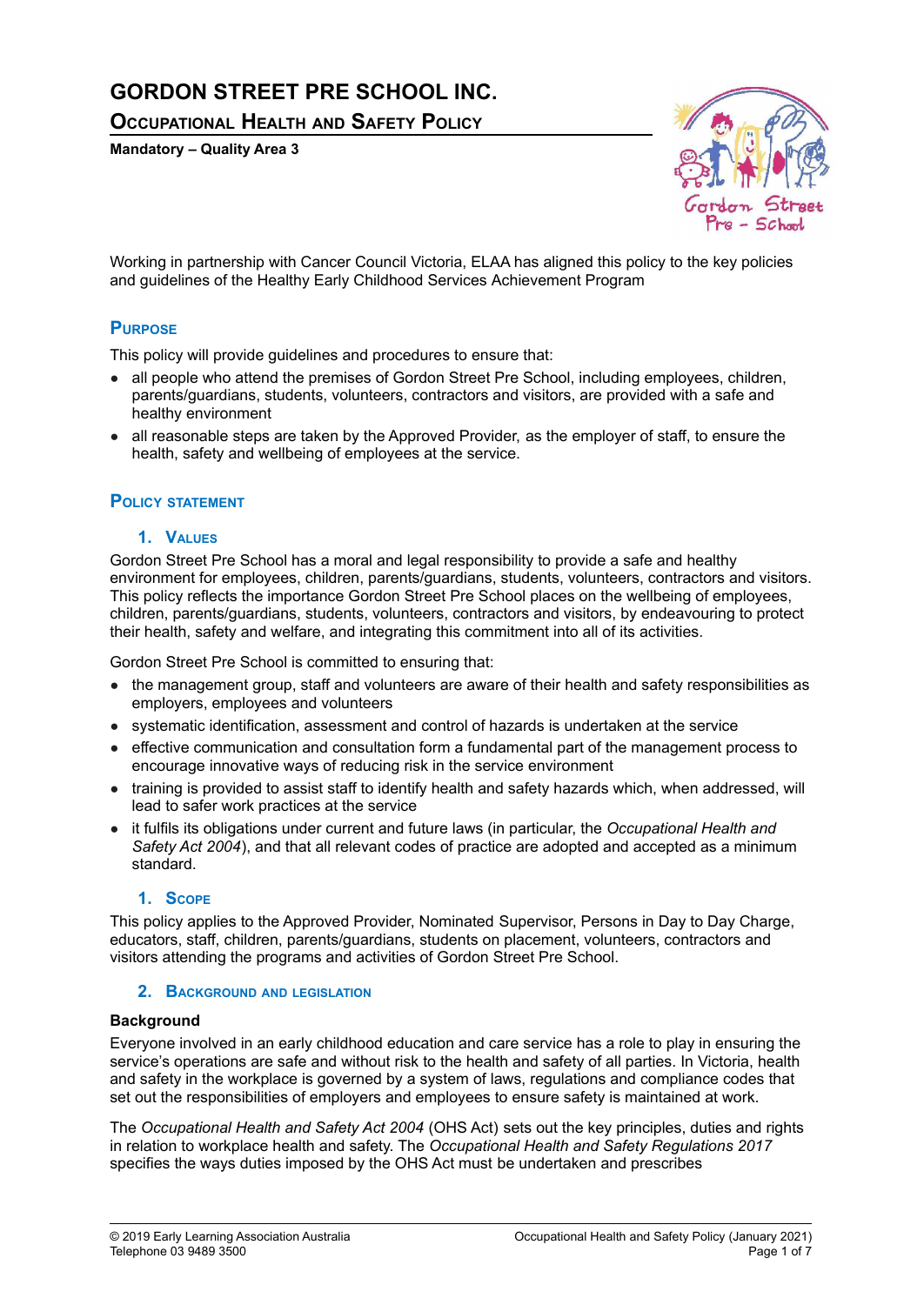# GORDON STREET PRE SCHOOL INC.

## Occupational Health and Safety Policy

**Mandatory – Quality Area 3**

Working in partnership with Cancer Council Victoria, ELAA has aligned this policy to the key policies and guidelines of the Healthy Early Childhood Services Achievement Program

## Purpose

This policy will provide guidelines and procedures to ensure that:

- all people who attend the premises of Gordon Street Pre School, including employees, children, parents/guardians, students, volunteers, contractors and visitors, are provided with a safe and healthy environment
- all reasonable steps are taken by the Approved Provider, as the employer of staff, to ensure the health, safety and wellbeing of employees at the service.

## Policy statement

### 1. Values

Gordon Street Pre School has a moral and legal responsibility to provide a safe and healthy environment for employees, children, parents/guardians, students, volunteers, contractors and visitors. This policy reflects the importance Gordon Street Pre School places on the wellbeing of employees, children, parents/guardians, students, volunteers, contractors and visitors, by endeavouring to protect their health, safety and welfare, and integrating this commitment into all of its activities.

Gordon Street Pre School is committed to ensuring that:

- the management group, staff and volunteers are aware of their health and safety responsibilities as employers, employees and volunteers
- systematic identification, assessment and control of hazards is undertaken at the service
- effective communication and consultation form a fundamental part of the management process to encourage innovative ways of reducing risk in the service environment
- training is provided to assist staff to identify health and safety hazards which, when addressed, will lead to safer work practices at the service
- it fulfils its obligations under current and future laws (in particular, the *Occupational Health and Safety Act 2004*), and that all relevant codes of practice are adopted and accepted as a minimum standard.

### 1. Scope

This policy applies to the Approved Provider, Nominated Supervisor, Persons in Day to Day Charge, educators, staff, children, parents/guardians, students on placement, volunteers, contractors and visitors attending the programs and activities of Gordon Street Pre School.

### 2. Background and legislation

**Background**

Everyone involved in an early childhood education and care service has a role to play in ensuring the service's operations are safe and without risk to the health and safety of all parties. In Victoria, health and safety in the workplace is governed by a system of laws, regulations and compliance codes that set out the responsibilities of employers and employees to ensure safety is maintained at work.

The *Occupational Health and Safety Act 2004* (OHS Act) sets out the key principles, duties and rights in relation to workplace health and safety. The *Occupational Health and Safety Regulations 2017* specifies the ways duties imposed by the OHS Act must be undertaken and prescribes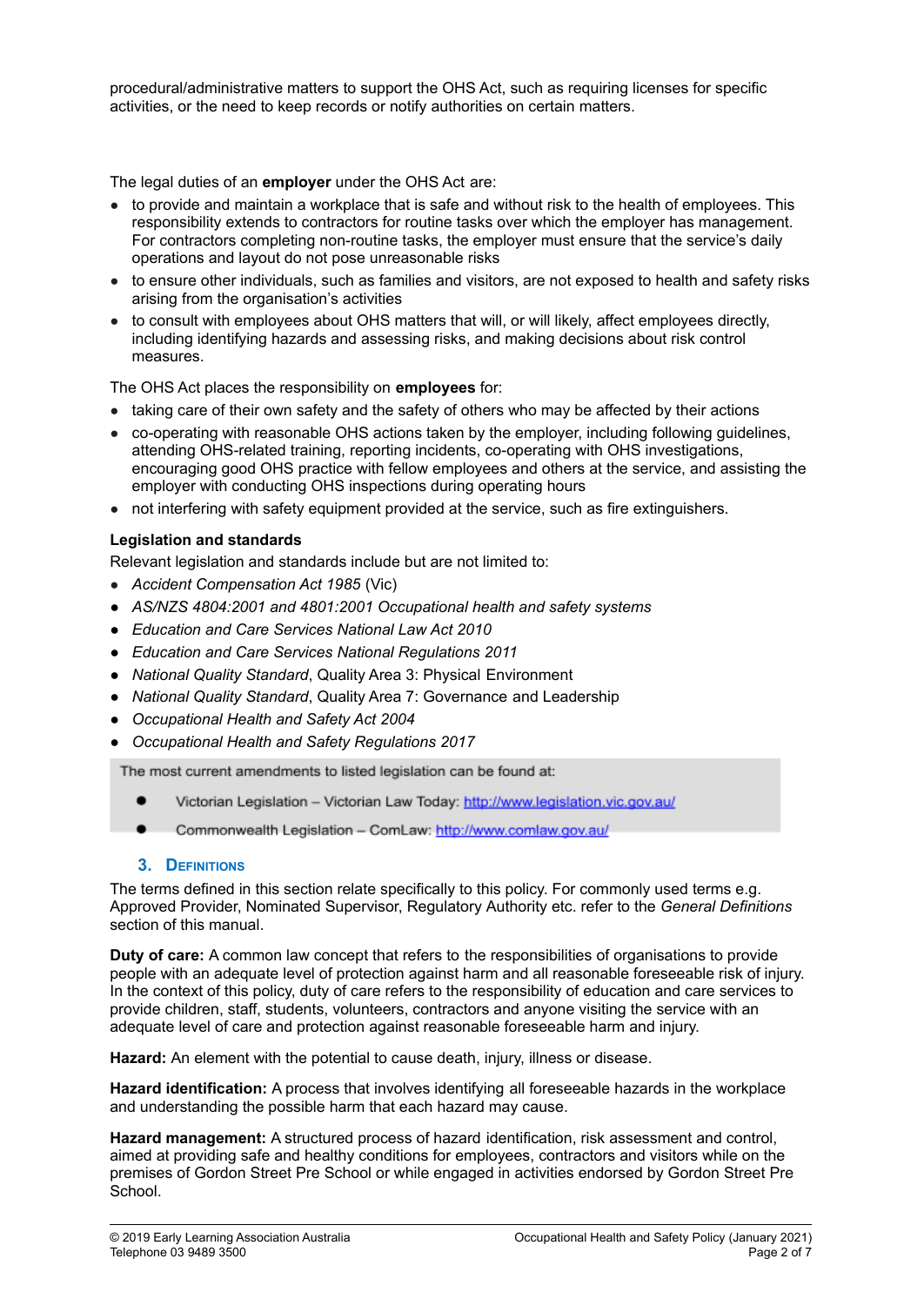procedural/administrative matters to support the OHS Act, such as requiring licenses for specific activities, or the need to keep records or notify authorities on certain matters.

The legal duties of an **employer** under the OHS Act are:

- to provide and maintain a workplace that is safe and without risk to the health of employees. This responsibility extends to contractors for routine tasks over which the employer has management. For contractors completing non-routine tasks, the employer must ensure that the service's daily operations and layout do not pose unreasonable risks
- to ensure other individuals, such as families and visitors, are not exposed to health and safety risks arising from the organisation's activities
- to consult with employees about OHS matters that will, or will likely, affect employees directly, including identifying hazards and assessing risks, and making decisions about risk control measures.

The OHS Act places the responsibility on **employees** for:

- taking care of their own safety and the safety of others who may be affected by their actions
- co-operating with reasonable OHS actions taken by the employer, including following guidelines, attending OHS-related training, reporting incidents, co-operating with OHS investigations, encouraging good OHS practice with fellow employees and others at the service, and assisting the employer with conducting OHS inspections during operating hours
- not interfering with safety equipment provided at the service, such as fire extinguishers.

**Legislation and standards**

Relevant legislation and standards include but are not limited to:

- *Accident Compensation Act 1985* (Vic)
- *AS/NZS 4804:2001 and 4801:2001 Occupational health and safety systems*
- *Education and Care Services National Law Act 2010*
- *Education and Care Services National Regulations 2011*
- *National Quality Standard*, Quality Area 3: Physical Environment
- *National Quality Standard*, Quality Area 7: Governance and Leadership
- *Occupational Health and Safety Act 2004*
- *Occupational Health and Safety Regulations 2017*

The most current amendments to listed legislation can be found at:

- Victorian Legislation – Victorian Law Today: http://www.legislation.vic.gov.au/
- Commonwealth Legislation – ComLaw: http://www.comlaw.gov.au/

## 3. Definitions

The terms defined in this section relate specifically to this policy. For commonly used terms e.g. Approved Provider, Nominated Supervisor, Regulatory Authority etc. refer to the *General Definitions* section of this manual.

**Duty of care:** A common law concept that refers to the responsibilities of organisations to provide people with an adequate level of protection against harm and all reasonable foreseeable risk of injury. In the context of this policy, duty of care refers to the responsibility of education and care services to provide children, staff, students, volunteers, contractors and anyone visiting the service with an adequate level of care and protection against reasonable foreseeable harm and injury.

**Hazard:** An element with the potential to cause death, injury, illness or disease.

**Hazard identification:** A process that involves identifying all foreseeable hazards in the workplace and understanding the possible harm that each hazard may cause.

**Hazard management:** A structured process of hazard identification, risk assessment and control, aimed at providing safe and healthy conditions for employees, contractors and visitors while on the premises of Gordon Street Pre School or while engaged in activities endorsed by Gordon Street Pre School.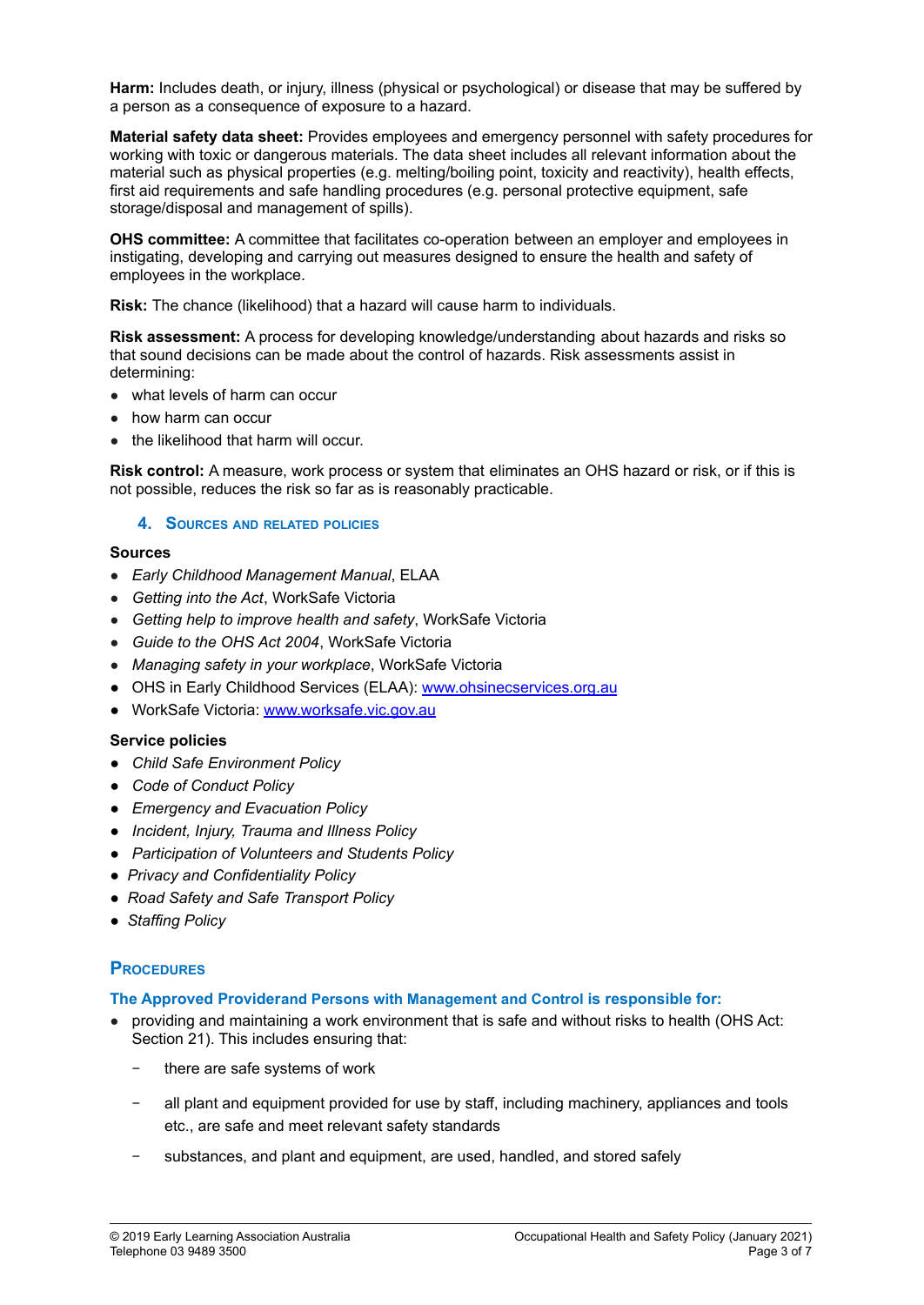**Harm:** Includes death, or injury, illness (physical or psychological) or disease that may be suffered by a person as a consequence of exposure to a hazard.

**Material safety data sheet:** Provides employees and emergency personnel with safety procedures for working with toxic or dangerous materials. The data sheet includes all relevant information about the material such as physical properties (e.g. melting/boiling point, toxicity and reactivity), health effects, first aid requirements and safe handling procedures (e.g. personal protective equipment, safe storage/disposal and management of spills).

**OHS committee:** A committee that facilitates co-operation between an employer and employees in instigating, developing and carrying out measures designed to ensure the health and safety of employees in the workplace.

**Risk:** The chance (likelihood) that a hazard will cause harm to individuals.

**Risk assessment:** A process for developing knowledge/understanding about hazards and risks so that sound decisions can be made about the control of hazards. Risk assessments assist in determining:

- what levels of harm can occur
- how harm can occur
- the likelihood that harm will occur.

**Risk control:** A measure, work process or system that eliminates an OHS hazard or risk, or if this is not possible, reduces the risk so far as is reasonably practicable.

## 4. Sources and related policies

### Sources

- *Early Childhood Management Manual*, ELAA
- *Getting into the Act*, WorkSafe Victoria
- *Getting help to improve health and safety*, WorkSafe Victoria
- *Guide to the OHS Act 2004*, WorkSafe Victoria
- *Managing safety in your workplace*, WorkSafe Victoria
- OHS in Early Childhood Services (ELAA): www.ohsinecservices.org.au
- WorkSafe Victoria: www.worksafe.vic.gov.au

### Service policies

- *Child Safe Environment Policy*
- *Code of Conduct Policy*
- *Emergency and Evacuation Policy*
- *Incident, Injury, Trauma and Illness Policy*
- *Participation of Volunteers and Students Policy*
- *Privacy and Confidentiality Policy*
- *Road Safety and Safe Transport Policy*
- *Staffing Policy*

## Procedures

### The Approved Providerand Persons with Management and Control is responsible for:

- providing and maintaining a work environment that is safe and without risks to health (OHS Act: Section 21). This includes ensuring that:
  - there are safe systems of work
  - all plant and equipment provided for use by staff, including machinery, appliances and tools etc., are safe and meet relevant safety standards
  - substances, and plant and equipment, are used, handled, and stored safely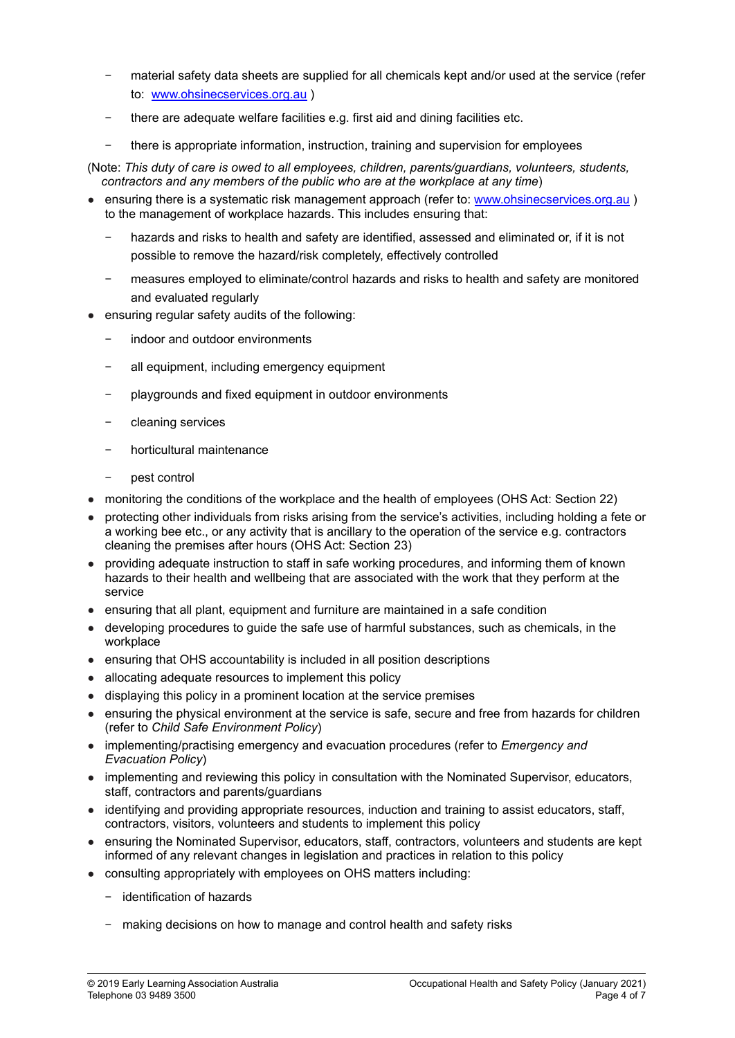- material safety data sheets are supplied for all chemicals kept and/or used at the service (refer to: [www.ohsinecservices.org.au](http://www.ohsinecservices.org.au) )
  - there are adequate welfare facilities e.g. first aid and dining facilities etc.
  - there is appropriate information, instruction, training and supervision for employees

(Note: *This duty of care is owed to all employees, children, parents/guardians, volunteers, students, contractors and any members of the public who are at the workplace at any time*)

- ensuring there is a systematic risk management approach (refer to: [www.ohsinecservices.org.au](http://www.ohsinecservices.org.au) ) to the management of workplace hazards. This includes ensuring that:
  - hazards and risks to health and safety are identified, assessed and eliminated or, if it is not possible to remove the hazard/risk completely, effectively controlled
  - measures employed to eliminate/control hazards and risks to health and safety are monitored and evaluated regularly
- ensuring regular safety audits of the following:
  - indoor and outdoor environments
  - all equipment, including emergency equipment
  - playgrounds and fixed equipment in outdoor environments
  - cleaning services
  - horticultural maintenance
  - pest control
- monitoring the conditions of the workplace and the health of employees (OHS Act: Section 22)
- protecting other individuals from risks arising from the service's activities, including holding a fete or a working bee etc., or any activity that is ancillary to the operation of the service e.g. contractors cleaning the premises after hours (OHS Act: Section 23)
- providing adequate instruction to staff in safe working procedures, and informing them of known hazards to their health and wellbeing that are associated with the work that they perform at the service
- ensuring that all plant, equipment and furniture are maintained in a safe condition
- developing procedures to guide the safe use of harmful substances, such as chemicals, in the workplace
- ensuring that OHS accountability is included in all position descriptions
- allocating adequate resources to implement this policy
- displaying this policy in a prominent location at the service premises
- ensuring the physical environment at the service is safe, secure and free from hazards for children (refer to *Child Safe Environment Policy*)
- implementing/practising emergency and evacuation procedures (refer to *Emergency and Evacuation Policy*)
- implementing and reviewing this policy in consultation with the Nominated Supervisor, educators, staff, contractors and parents/guardians
- identifying and providing appropriate resources, induction and training to assist educators, staff, contractors, visitors, volunteers and students to implement this policy
- ensuring the Nominated Supervisor, educators, staff, contractors, volunteers and students are kept informed of any relevant changes in legislation and practices in relation to this policy
- consulting appropriately with employees on OHS matters including:
  - identification of hazards
  - making decisions on how to manage and control health and safety risks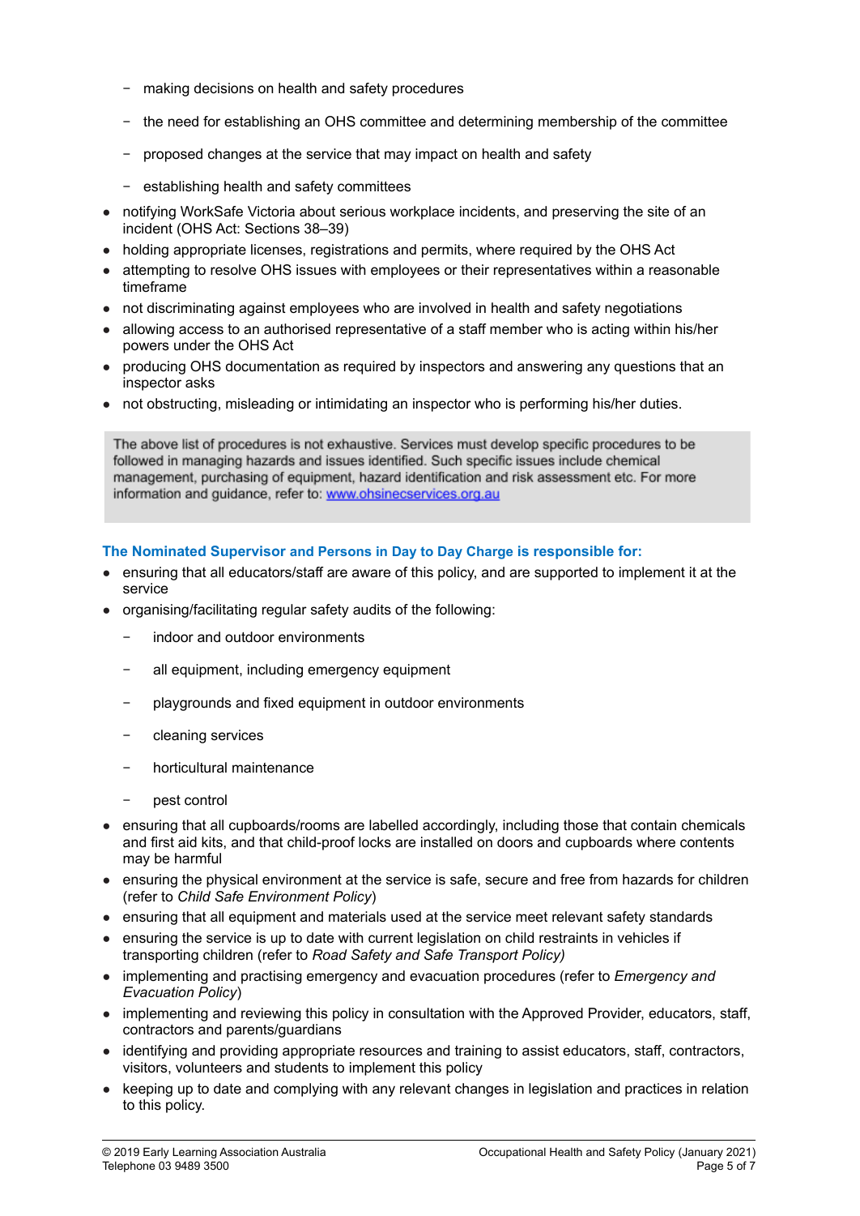- making decisions on health and safety procedures
  - the need for establishing an OHS committee and determining membership of the committee
  - proposed changes at the service that may impact on health and safety
  - establishing health and safety committees
- notifying WorkSafe Victoria about serious workplace incidents, and preserving the site of an incident (OHS Act: Sections 38–39)
- holding appropriate licenses, registrations and permits, where required by the OHS Act
- attempting to resolve OHS issues with employees or their representatives within a reasonable timeframe
- not discriminating against employees who are involved in health and safety negotiations
- allowing access to an authorised representative of a staff member who is acting within his/her powers under the OHS Act
- producing OHS documentation as required by inspectors and answering any questions that an inspector asks
- not obstructing, misleading or intimidating an inspector who is performing his/her duties.

> The above list of procedures is not exhaustive. Services must develop specific procedures to be followed in managing hazards and issues identified. Such specific issues include chemical management, purchasing of equipment, hazard identification and risk assessment etc. For more information and guidance, refer to: www.ohsinecservices.org.au

**The Nominated Supervisor and Persons in Day to Day Charge is responsible for:**

- ensuring that all educators/staff are aware of this policy, and are supported to implement it at the service
- organising/facilitating regular safety audits of the following:
  - indoor and outdoor environments
  - all equipment, including emergency equipment
  - playgrounds and fixed equipment in outdoor environments
  - cleaning services
  - horticultural maintenance
  - pest control
- ensuring that all cupboards/rooms are labelled accordingly, including those that contain chemicals and first aid kits, and that child-proof locks are installed on doors and cupboards where contents may be harmful
- ensuring the physical environment at the service is safe, secure and free from hazards for children (refer to *Child Safe Environment Policy*)
- ensuring that all equipment and materials used at the service meet relevant safety standards
- ensuring the service is up to date with current legislation on child restraints in vehicles if transporting children (refer to *Road Safety and Safe Transport Policy)*
- implementing and practising emergency and evacuation procedures (refer to *Emergency and Evacuation Policy*)
- implementing and reviewing this policy in consultation with the Approved Provider, educators, staff, contractors and parents/guardians
- identifying and providing appropriate resources and training to assist educators, staff, contractors, visitors, volunteers and students to implement this policy
- keeping up to date and complying with any relevant changes in legislation and practices in relation to this policy.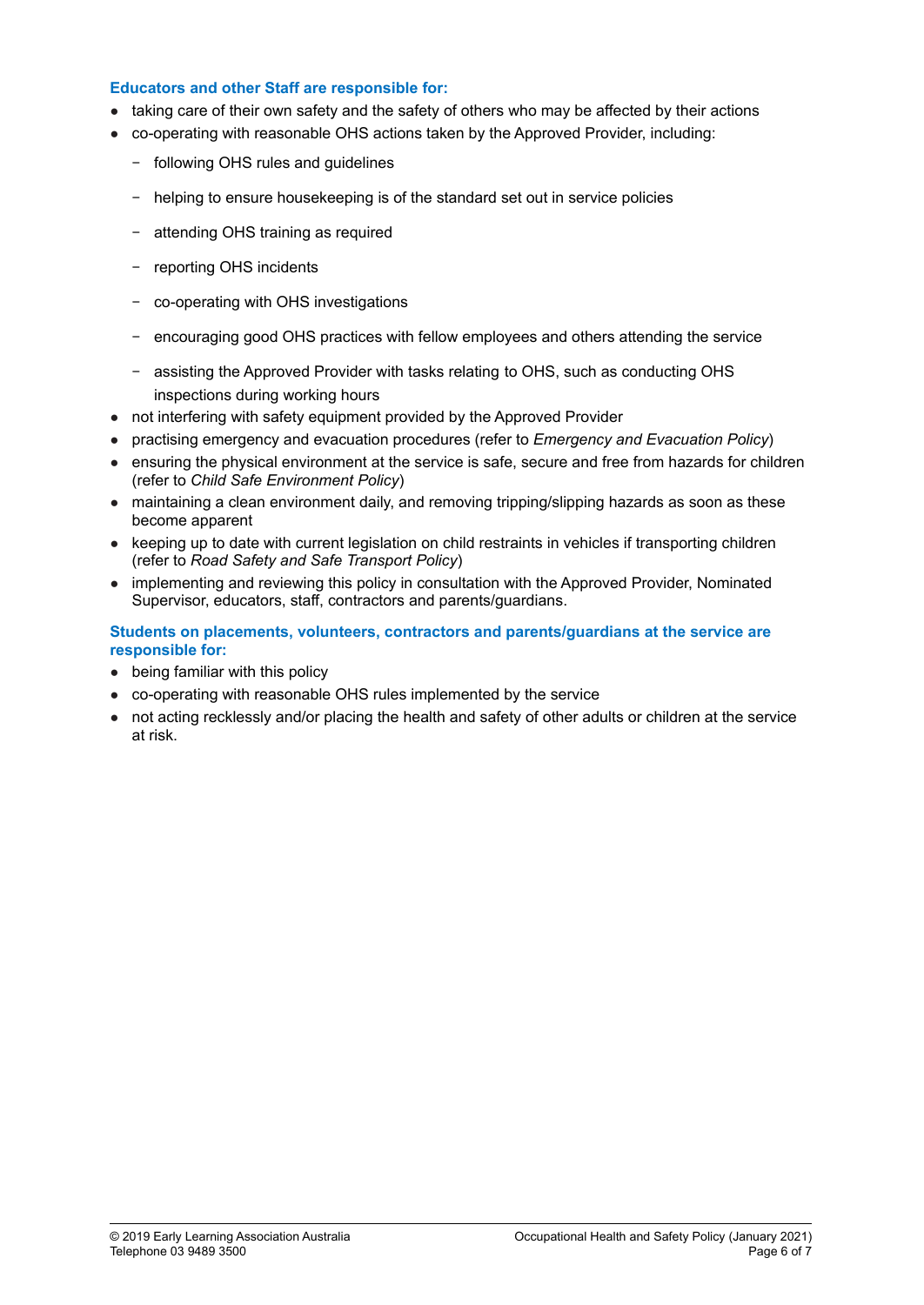**Educators and other Staff are responsible for:**

- taking care of their own safety and the safety of others who may be affected by their actions
- co-operating with reasonable OHS actions taken by the Approved Provider, including:
  - following OHS rules and guidelines
  - helping to ensure housekeeping is of the standard set out in service policies
  - attending OHS training as required
  - reporting OHS incidents
  - co-operating with OHS investigations
  - encouraging good OHS practices with fellow employees and others attending the service
  - assisting the Approved Provider with tasks relating to OHS, such as conducting OHS inspections during working hours
- not interfering with safety equipment provided by the Approved Provider
- practising emergency and evacuation procedures (refer to *Emergency and Evacuation Policy*)
- ensuring the physical environment at the service is safe, secure and free from hazards for children (refer to *Child Safe Environment Policy*)
- maintaining a clean environment daily, and removing tripping/slipping hazards as soon as these become apparent
- keeping up to date with current legislation on child restraints in vehicles if transporting children (refer to *Road Safety and Safe Transport Policy*)
- implementing and reviewing this policy in consultation with the Approved Provider, Nominated Supervisor, educators, staff, contractors and parents/guardians.

**Students on placements, volunteers, contractors and parents/guardians at the service are responsible for:**

- being familiar with this policy
- co-operating with reasonable OHS rules implemented by the service
- not acting recklessly and/or placing the health and safety of other adults or children at the service at risk.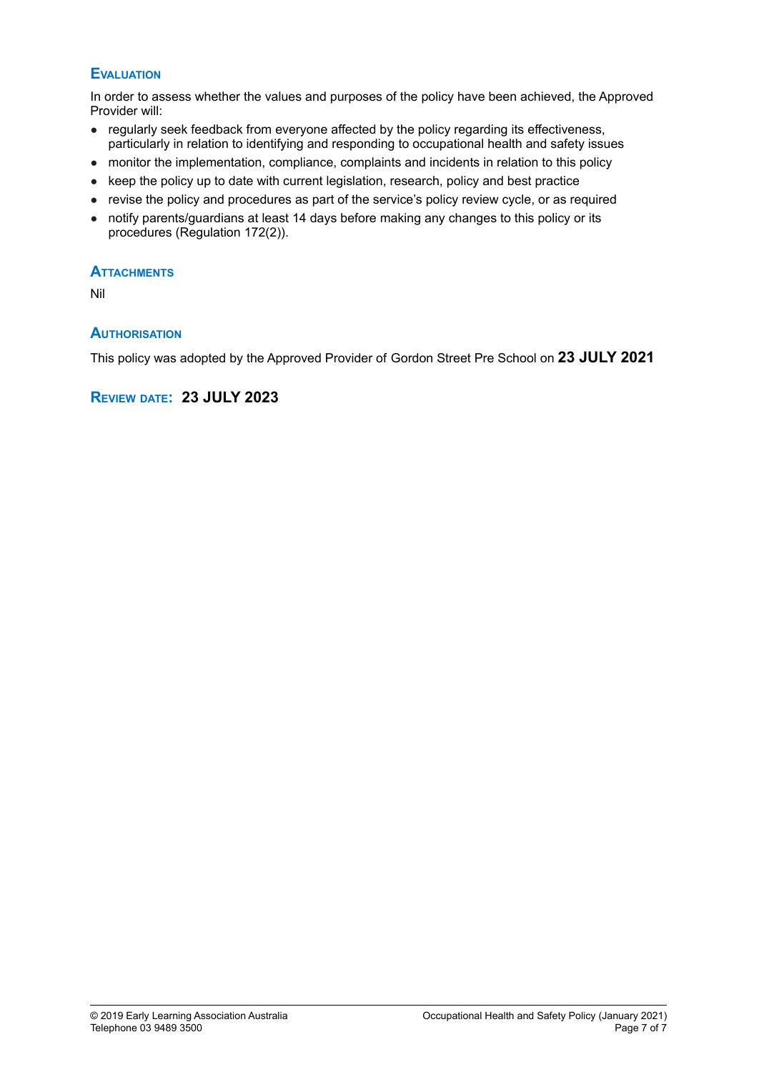## Evaluation

In order to assess whether the values and purposes of the policy have been achieved, the Approved Provider will:

- regularly seek feedback from everyone affected by the policy regarding its effectiveness, particularly in relation to identifying and responding to occupational health and safety issues
- monitor the implementation, compliance, complaints and incidents in relation to this policy
- keep the policy up to date with current legislation, research, policy and best practice
- revise the policy and procedures as part of the service's policy review cycle, or as required
- notify parents/guardians at least 14 days before making any changes to this policy or its procedures (Regulation 172(2)).

## Attachments

Nil

## Authorisation

This policy was adopted by the Approved Provider of Gordon Street Pre School on **23 JULY 2021**

## Review date: **23 JULY 2023**